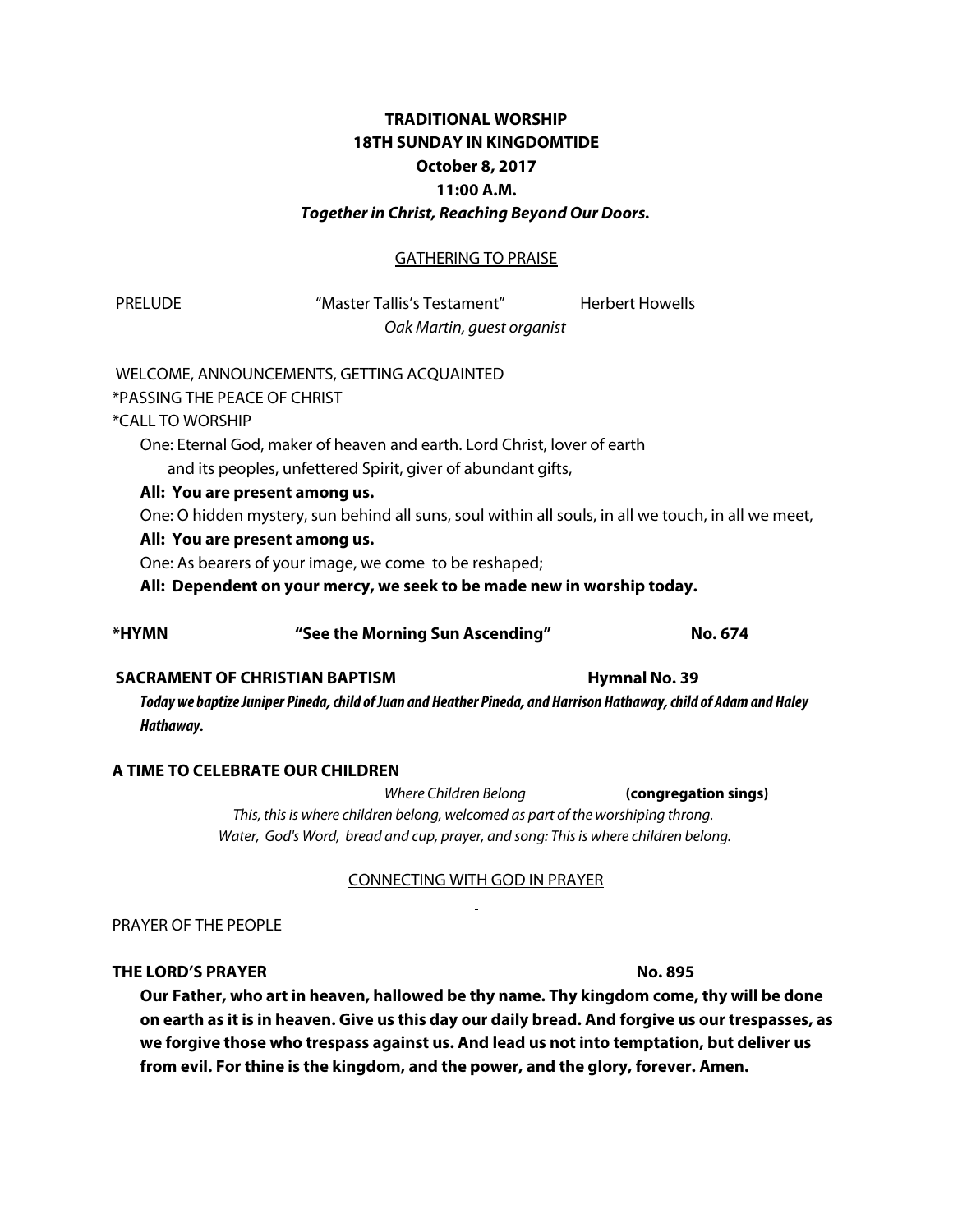**TRADITIONAL WORSHIP**
**18TH SUNDAY IN KINGDOMTIDE**
**October 8, 2017**
**11:00 A.M.**
***Together in Christ, Reaching Beyond Our Doors.***

## GATHERING TO PRAISE

PRELUDE "Master Tallis's Testament" Herbert Howells
*Oak Martin, guest organist*

WELCOME, ANNOUNCEMENTS, GETTING ACQUAINTED

*PASSING THE PEACE OF CHRIST

*CALL TO WORSHIP

One: Eternal God, maker of heaven and earth. Lord Christ, lover of earth and its peoples, unfettered Spirit, giver of abundant gifts,

**All: You are present among us.**

One: O hidden mystery, sun behind all suns, soul within all souls, in all we touch, in all we meet,

**All: You are present among us.**

One: As bearers of your image, we come to be reshaped;

**All: Dependent on your mercy, we seek to be made new in worship today.**

**\*HYMN "See the Morning Sun Ascending" No. 674**

**SACRAMENT OF CHRISTIAN BAPTISM Hymnal No. 39**

***Today we baptize Juniper Pineda, child of Juan and Heather Pineda, and Harrison Hathaway, child of Adam and Haley Hathaway.***

**A TIME TO CELEBRATE OUR CHILDREN**

*Where Children Belong* **(congregation sings)**

*This, this is where children belong, welcomed as part of the worshiping throng.*
*Water, God's Word, bread and cup, prayer, and song: This is where children belong.*

## CONNECTING WITH GOD IN PRAYER

PRAYER OF THE PEOPLE

**THE LORD'S PRAYER No. 895**

**Our Father, who art in heaven, hallowed be thy name. Thy kingdom come, thy will be done on earth as it is in heaven. Give us this day our daily bread. And forgive us our trespasses, as we forgive those who trespass against us. And lead us not into temptation, but deliver us from evil. For thine is the kingdom, and the power, and the glory, forever. Amen.**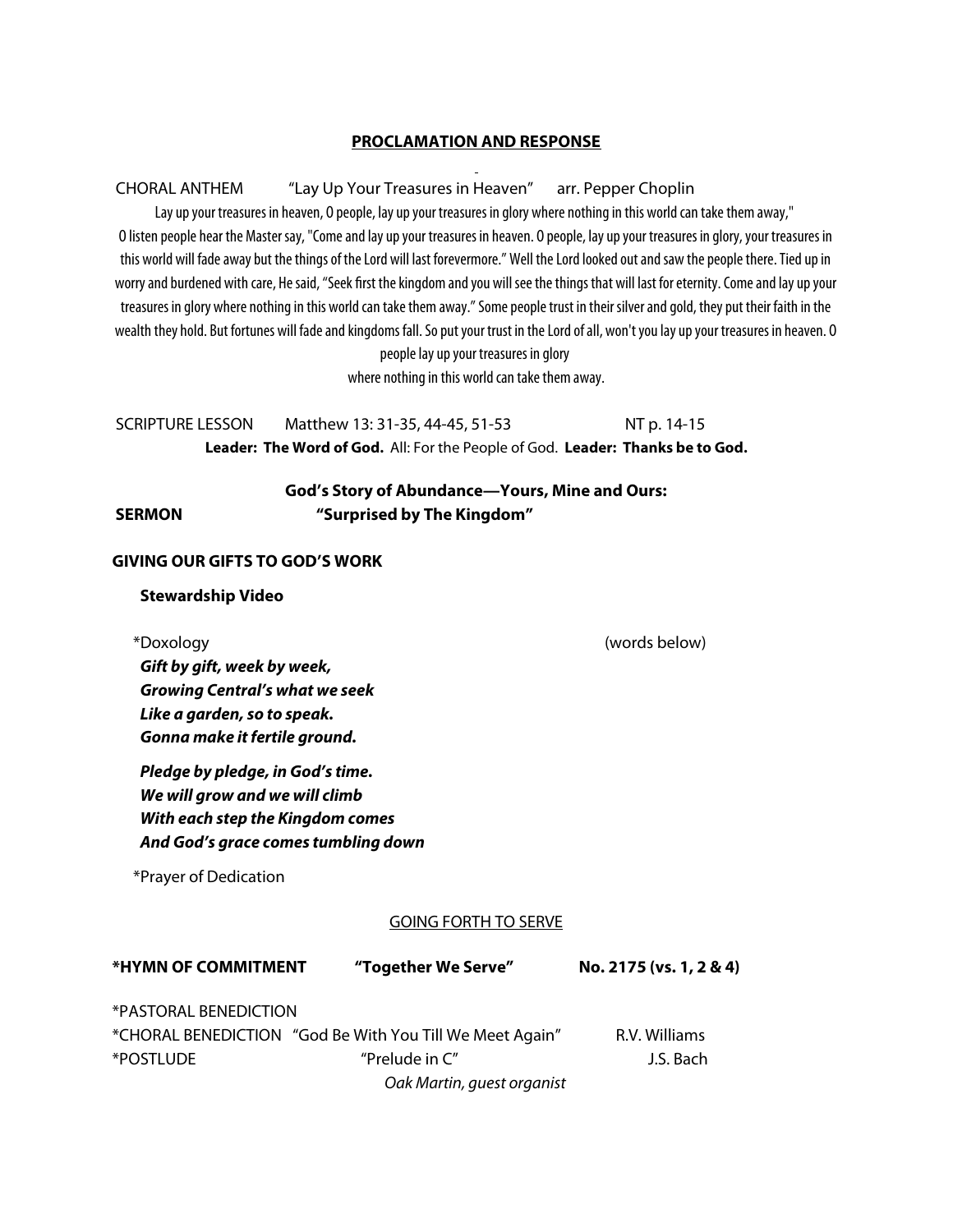## PROCLAMATION AND RESPONSE

CHORAL ANTHEM "Lay Up Your Treasures in Heaven" arr. Pepper Choplin

Lay up your treasures in heaven, O people, lay up your treasures in glory where nothing in this world can take them away," O listen people hear the Master say, "Come and lay up your treasures in heaven. O people, lay up your treasures in glory, your treasures in this world will fade away but the things of the Lord will last forevermore." Well the Lord looked out and saw the people there. Tied up in worry and burdened with care, He said, "Seek first the kingdom and you will see the things that will last for eternity. Come and lay up your treasures in glory where nothing in this world can take them away." Some people trust in their silver and gold, they put their faith in the wealth they hold. But fortunes will fade and kingdoms fall. So put your trust in the Lord of all, won't you lay up your treasures in heaven. O people lay up your treasures in glory where nothing in this world can take them away.

SCRIPTURE LESSON Matthew 13: 31-35, 44-45, 51-53 NT p. 14-15

**Leader: The Word of God.** All: For the People of God. **Leader: Thanks be to God.**

**God's Story of Abundance—Yours, Mine and Ours:**

**SERMON "Surprised by The Kingdom"**

**GIVING OUR GIFTS TO GOD'S WORK**

**Stewardship Video**

*Doxology (words below)

***Gift by gift, week by week,***
***Growing Central's what we seek***
***Like a garden, so to speak.***
***Gonna make it fertile ground.***

***Pledge by pledge, in God's time.***
***We will grow and we will climb***
***With each step the Kingdom comes***
***And God's grace comes tumbling down***

*Prayer of Dedication

GOING FORTH TO SERVE

**\*HYMN OF COMMITMENT "Together We Serve" No. 2175 (vs. 1, 2 & 4)**

*PASTORAL BENEDICTION

*CHORAL BENEDICTION "God Be With You Till We Meet Again" R.V. Williams

*POSTLUDE "Prelude in C" J.S. Bach

*Oak Martin, guest organist*